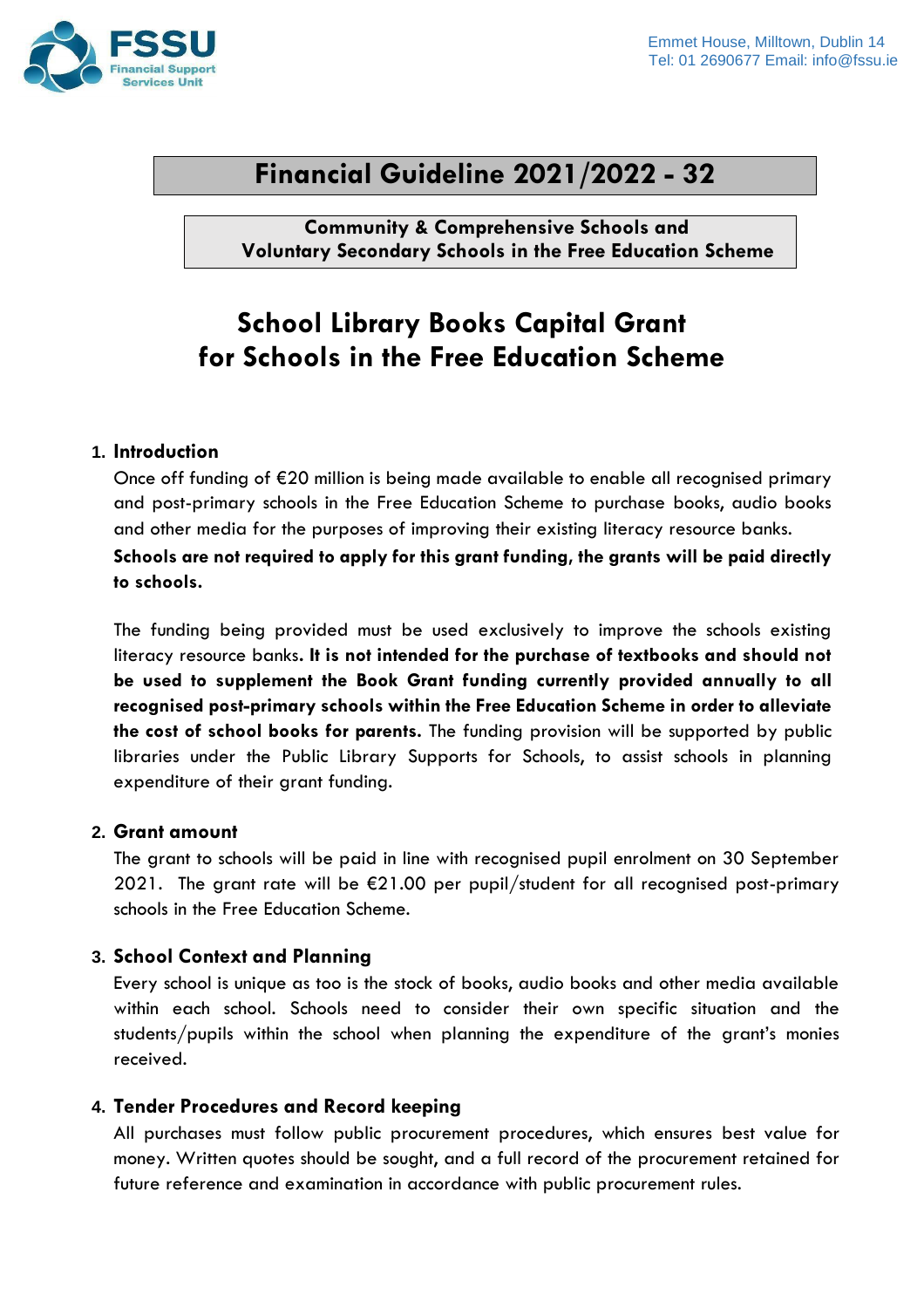FSSU
Financial Support Services Unit

Emmet House, Milltown, Dublin 14
Tel: 01 2690677 Email: info@fssu.ie

# Financial Guideline 2021/2022 - 32

**Community & Comprehensive Schools and Voluntary Secondary Schools in the Free Education Scheme**

# School Library Books Capital Grant for Schools in the Free Education Scheme

## 1. Introduction

Once off funding of €20 million is being made available to enable all recognised primary and post-primary schools in the Free Education Scheme to purchase books, audio books and other media for the purposes of improving their existing literacy resource banks. **Schools are not required to apply for this grant funding, the grants will be paid directly to schools.**

The funding being provided must be used exclusively to improve the schools existing literacy resource banks. **It is not intended for the purchase of textbooks and should not be used to supplement the Book Grant funding currently provided annually to all recognised post-primary schools within the Free Education Scheme in order to alleviate the cost of school books for parents.** The funding provision will be supported by public libraries under the Public Library Supports for Schools, to assist schools in planning expenditure of their grant funding.

## 2. Grant amount

The grant to schools will be paid in line with recognised pupil enrolment on 30 September 2021. The grant rate will be €21.00 per pupil/student for all recognised post-primary schools in the Free Education Scheme.

## 3. School Context and Planning

Every school is unique as too is the stock of books, audio books and other media available within each school. Schools need to consider their own specific situation and the students/pupils within the school when planning the expenditure of the grant's monies received.

## 4. Tender Procedures and Record keeping

All purchases must follow public procurement procedures, which ensures best value for money. Written quotes should be sought, and a full record of the procurement retained for future reference and examination in accordance with public procurement rules.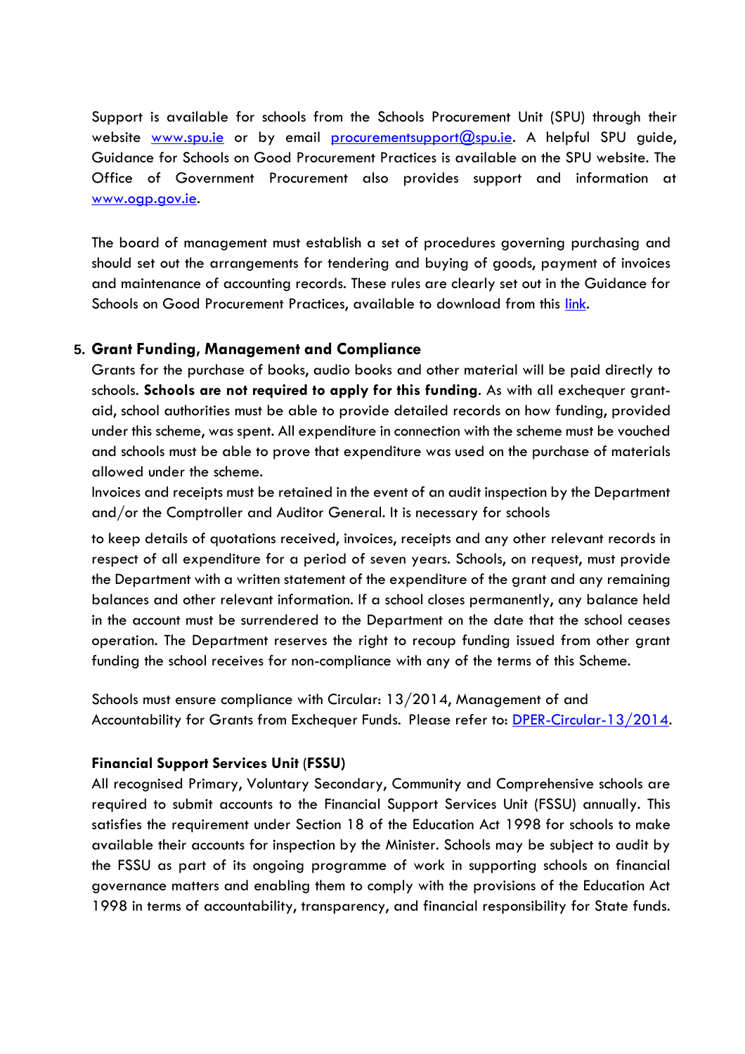Support is available for schools from the Schools Procurement Unit (SPU) through their website www.spu.ie or by email procurementsupport@spu.ie. A helpful SPU guide, Guidance for Schools on Good Procurement Practices is available on the SPU website. The Office of Government Procurement also provides support and information at www.ogp.gov.ie.

The board of management must establish a set of procedures governing purchasing and should set out the arrangements for tendering and buying of goods, payment of invoices and maintenance of accounting records. These rules are clearly set out in the Guidance for Schools on Good Procurement Practices, available to download from this link.

## 5. Grant Funding, Management and Compliance

Grants for the purchase of books, audio books and other material will be paid directly to schools. **Schools are not required to apply for this funding**. As with all exchequer grant-aid, school authorities must be able to provide detailed records on how funding, provided under this scheme, was spent. All expenditure in connection with the scheme must be vouched and schools must be able to prove that expenditure was used on the purchase of materials allowed under the scheme.

Invoices and receipts must be retained in the event of an audit inspection by the Department and/or the Comptroller and Auditor General. It is necessary for schools to keep details of quotations received, invoices, receipts and any other relevant records in respect of all expenditure for a period of seven years. Schools, on request, must provide the Department with a written statement of the expenditure of the grant and any remaining balances and other relevant information. If a school closes permanently, any balance held in the account must be surrendered to the Department on the date that the school ceases operation. The Department reserves the right to recoup funding issued from other grant funding the school receives for non-compliance with any of the terms of this Scheme.

Schools must ensure compliance with Circular: 13/2014, Management of and Accountability for Grants from Exchequer Funds. Please refer to: DPER-Circular-13/2014.

### Financial Support Services Unit (FSSU)

All recognised Primary, Voluntary Secondary, Community and Comprehensive schools are required to submit accounts to the Financial Support Services Unit (FSSU) annually. This satisfies the requirement under Section 18 of the Education Act 1998 for schools to make available their accounts for inspection by the Minister. Schools may be subject to audit by the FSSU as part of its ongoing programme of work in supporting schools on financial governance matters and enabling them to comply with the provisions of the Education Act 1998 in terms of accountability, transparency, and financial responsibility for State funds.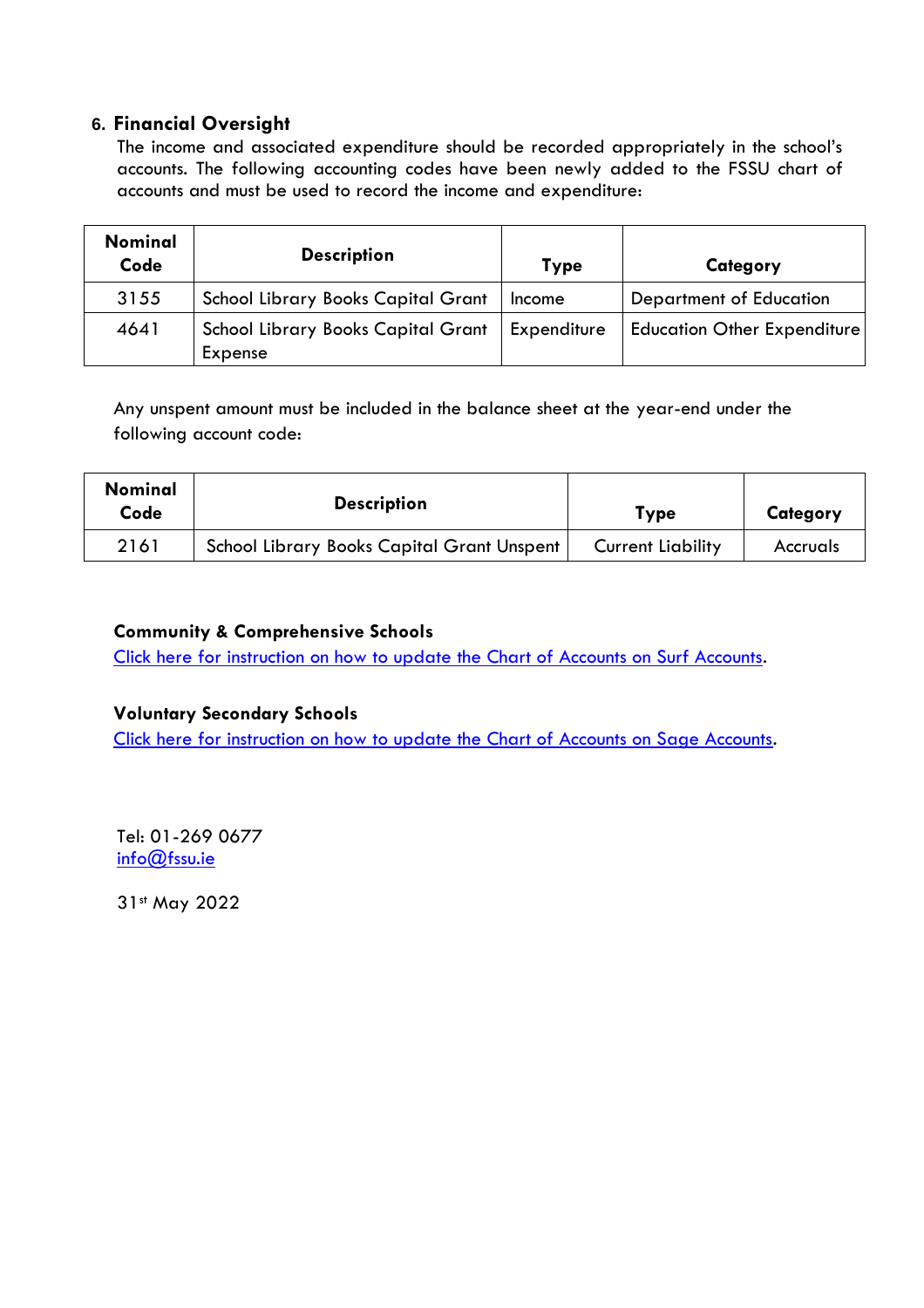## 6. Financial Oversight

The income and associated expenditure should be recorded appropriately in the school's accounts. The following accounting codes have been newly added to the FSSU chart of accounts and must be used to record the income and expenditure:

| Nominal Code | Description | Type | Category |
|---|---|---|---|
| 3155 | School Library Books Capital Grant | Income | Department of Education |
| 4641 | School Library Books Capital Grant Expense | Expenditure | Education Other Expenditure |

Any unspent amount must be included in the balance sheet at the year-end under the following account code:

| Nominal Code | Description | Type | Category |
|---|---|---|---|
| 2161 | School Library Books Capital Grant Unspent | Current Liability | Accruals |

**Community & Comprehensive Schools**

Click here for instruction on how to update the Chart of Accounts on Surf Accounts.

**Voluntary Secondary Schools**

Click here for instruction on how to update the Chart of Accounts on Sage Accounts.

Tel: 01-269 0677
info@fssu.ie

31st May 2022